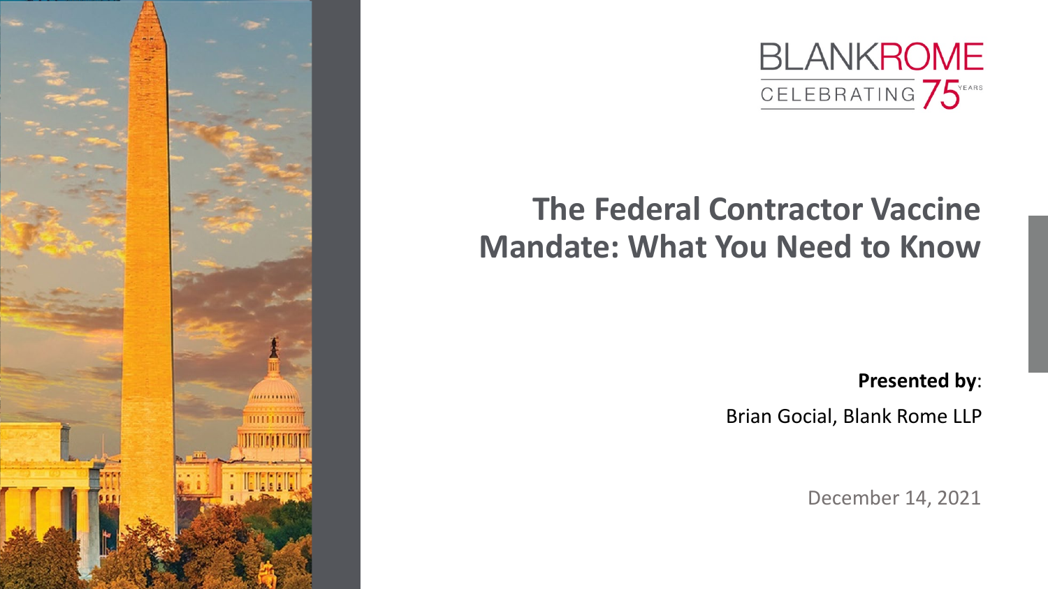BLANKROME

CELEBRATING 75 YEARS

# The Federal Contractor Vaccine Mandate: What You Need to Know

**Presented by**:

Brian Gocial, Blank Rome LLP

December 14, 2021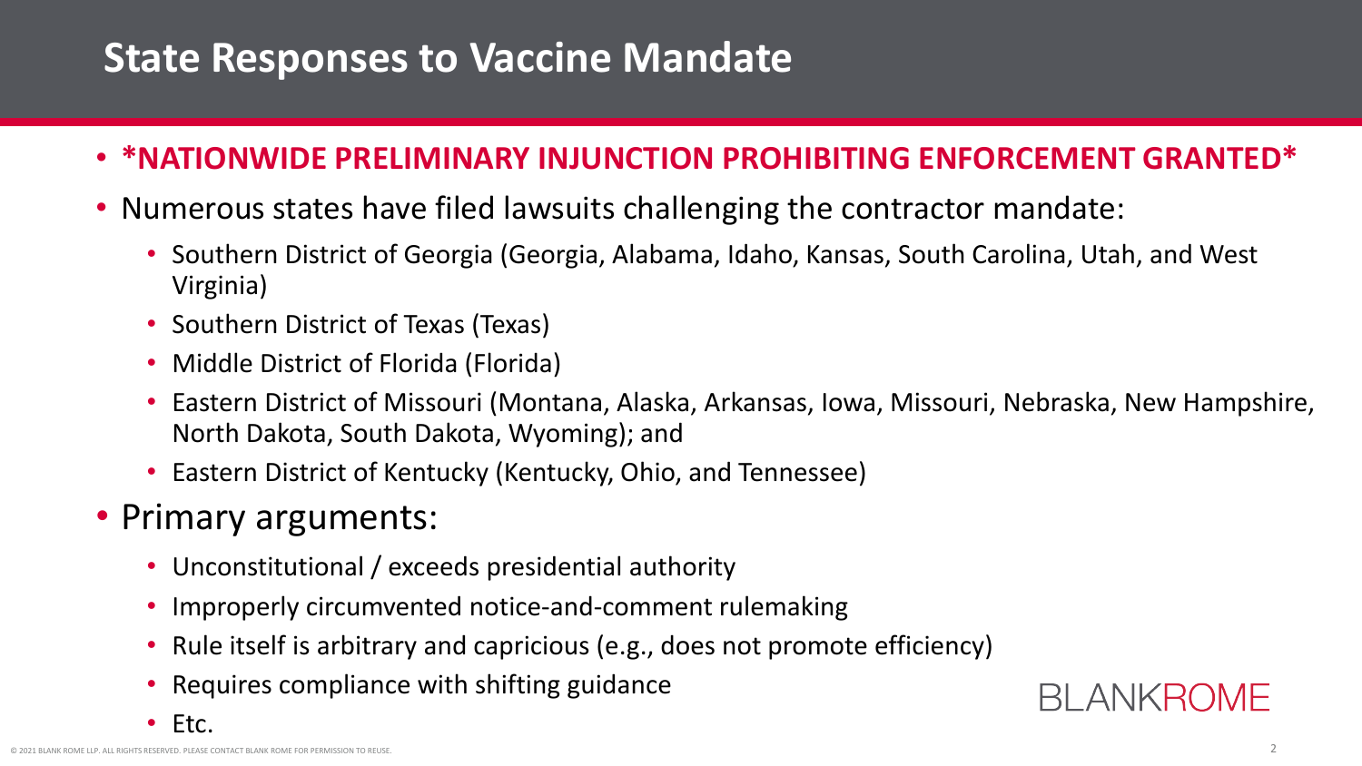# State Responses to Vaccine Mandate

- ***NATIONWIDE PRELIMINARY INJUNCTION PROHIBITING ENFORCEMENT GRANTED***
- Numerous states have filed lawsuits challenging the contractor mandate:
  - Southern District of Georgia (Georgia, Alabama, Idaho, Kansas, South Carolina, Utah, and West Virginia)
  - Southern District of Texas (Texas)
  - Middle District of Florida (Florida)
  - Eastern District of Missouri (Montana, Alaska, Arkansas, Iowa, Missouri, Nebraska, New Hampshire, North Dakota, South Dakota, Wyoming); and
  - Eastern District of Kentucky (Kentucky, Ohio, and Tennessee)
- Primary arguments:
  - Unconstitutional / exceeds presidential authority
  - Improperly circumvented notice-and-comment rulemaking
  - Rule itself is arbitrary and capricious (e.g., does not promote efficiency)
  - Requires compliance with shifting guidance
  - Etc.

BLANKROME

© 2021 BLANK ROME LLP. ALL RIGHTS RESERVED. PLEASE CONTACT BLANK ROME FOR PERMISSION TO REUSE.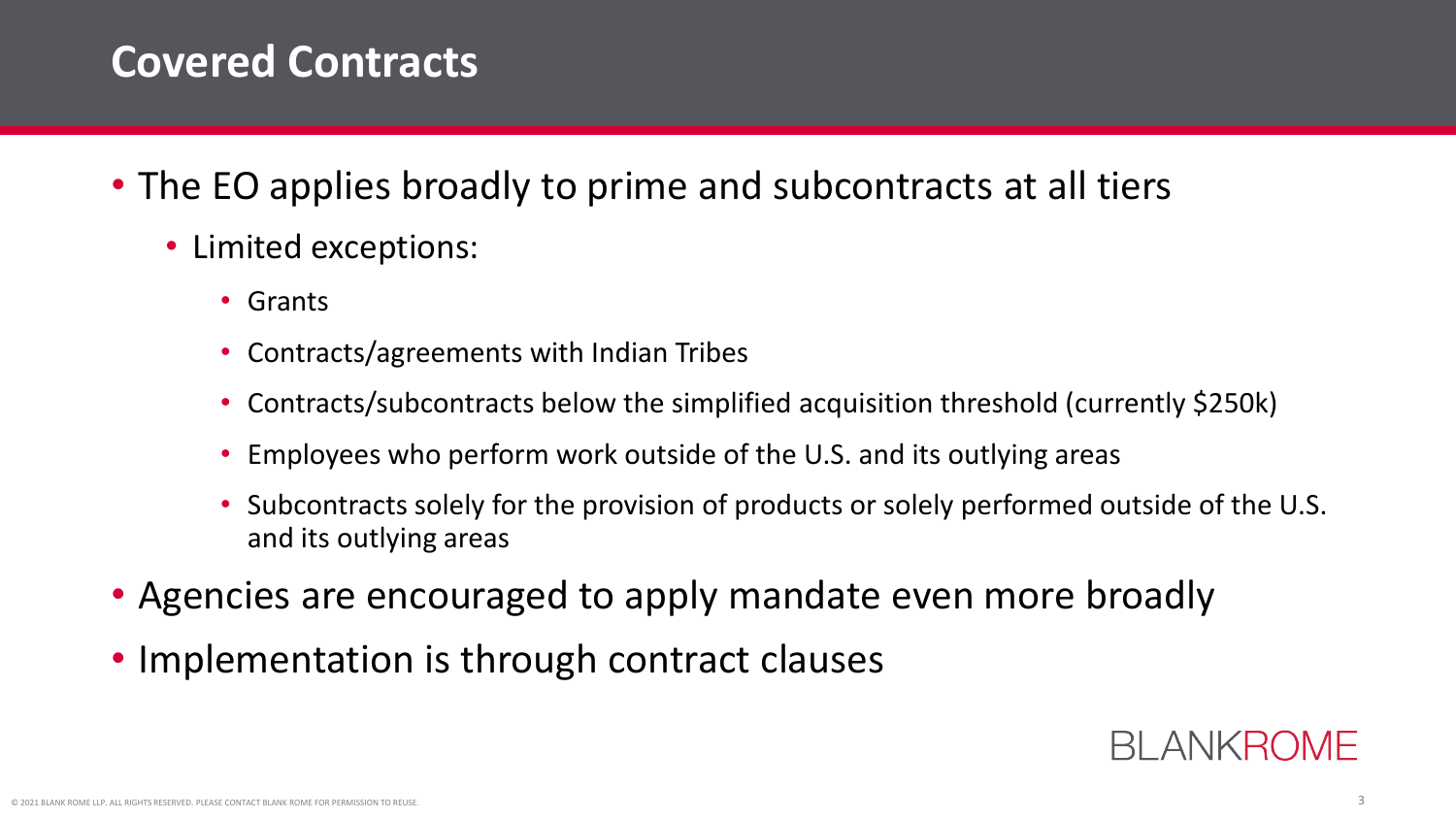# Covered Contracts

- The EO applies broadly to prime and subcontracts at all tiers
  - Limited exceptions:
    - Grants
    - Contracts/agreements with Indian Tribes
    - Contracts/subcontracts below the simplified acquisition threshold (currently $250k)
    - Employees who perform work outside of the U.S. and its outlying areas
    - Subcontracts solely for the provision of products or solely performed outside of the U.S. and its outlying areas
- Agencies are encouraged to apply mandate even more broadly
- Implementation is through contract clauses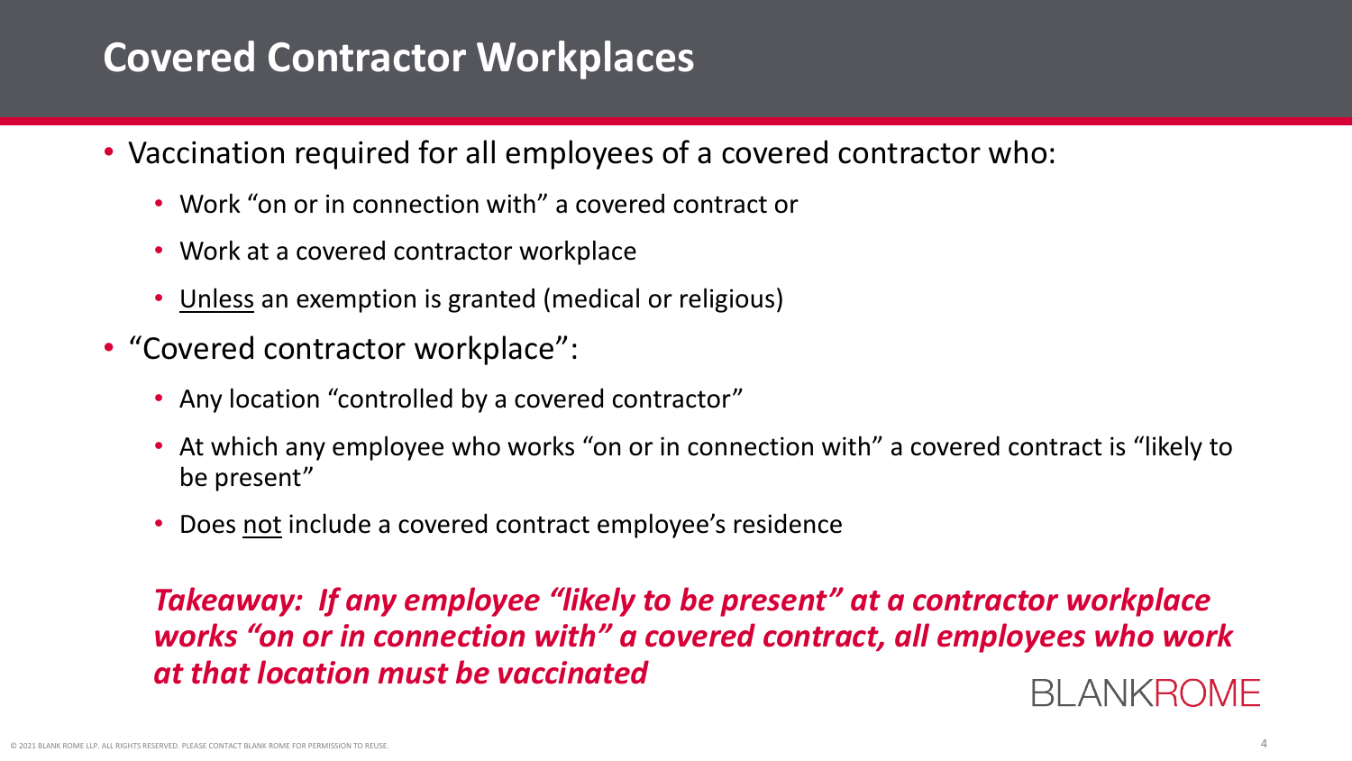# Covered Contractor Workplaces

- Vaccination required for all employees of a covered contractor who:
  - Work "on or in connection with" a covered contract or
  - Work at a covered contractor workplace
  - <u>Unless</u> an exemption is granted (medical or religious)
- "Covered contractor workplace":
  - Any location "controlled by a covered contractor"
  - At which any employee who works "on or in connection with" a covered contract is "likely to be present"
  - Does <u>not</u> include a covered contract employee's residence

***Takeaway: If any employee "likely to be present" at a contractor workplace works "on or in connection with" a covered contract, all employees who work at that location must be vaccinated***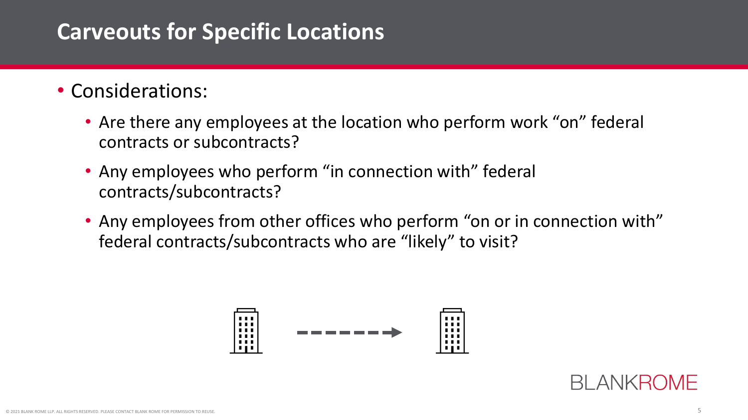# Carveouts for Specific Locations

- Considerations:
  - Are there any employees at the location who perform work "on" federal contracts or subcontracts?
  - Any employees who perform "in connection with" federal contracts/subcontracts?
  - Any employees from other offices who perform "on or in connection with" federal contracts/subcontracts who are "likely" to visit?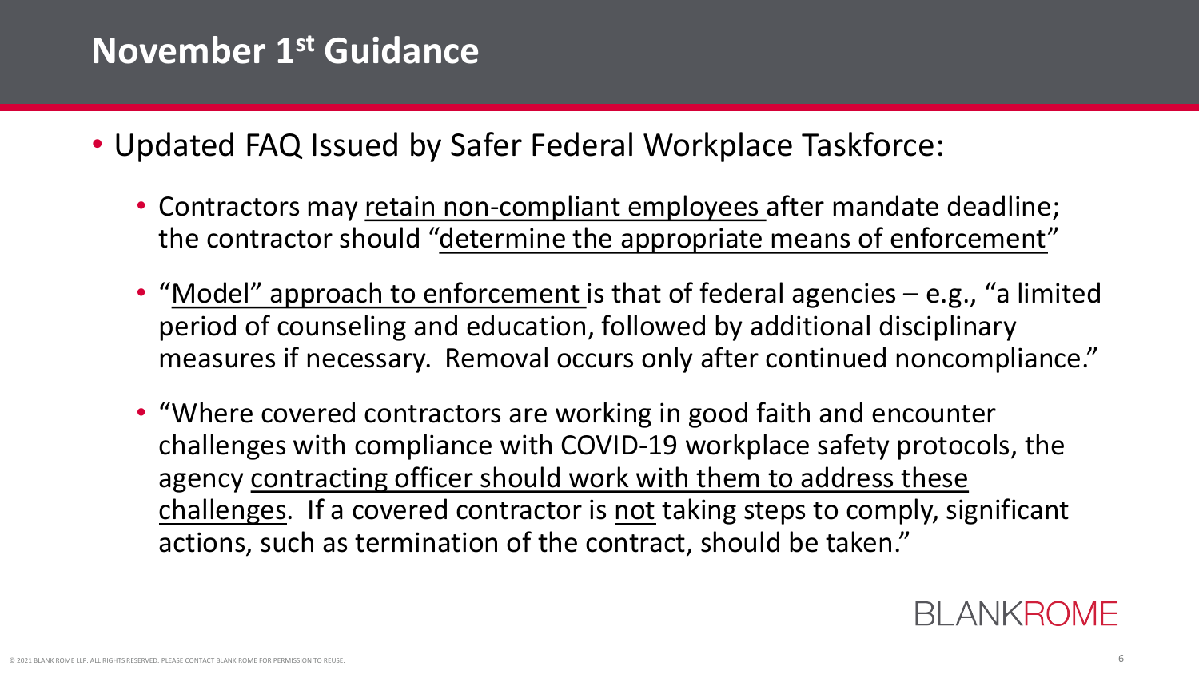# November 1st Guidance

- Updated FAQ Issued by Safer Federal Workplace Taskforce:
  - Contractors may retain non-compliant employees after mandate deadline; the contractor should "determine the appropriate means of enforcement"
  - "Model" approach to enforcement is that of federal agencies – e.g., "a limited period of counseling and education, followed by additional disciplinary measures if necessary. Removal occurs only after continued noncompliance."
  - "Where covered contractors are working in good faith and encounter challenges with compliance with COVID-19 workplace safety protocols, the agency contracting officer should work with them to address these challenges. If a covered contractor is not taking steps to comply, significant actions, such as termination of the contract, should be taken."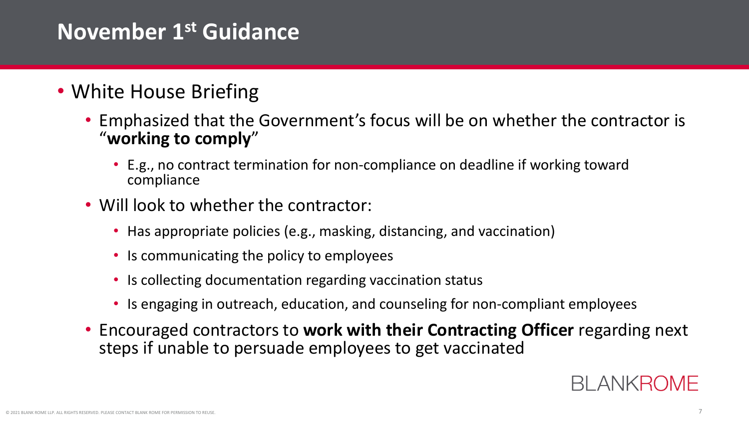# November 1st Guidance

- White House Briefing
  - Emphasized that the Government's focus will be on whether the contractor is "**working to comply**"
    - E.g., no contract termination for non-compliance on deadline if working toward compliance
  - Will look to whether the contractor:
    - Has appropriate policies (e.g., masking, distancing, and vaccination)
    - Is communicating the policy to employees
    - Is collecting documentation regarding vaccination status
    - Is engaging in outreach, education, and counseling for non-compliant employees
  - Encouraged contractors to **work with their Contracting Officer** regarding next steps if unable to persuade employees to get vaccinated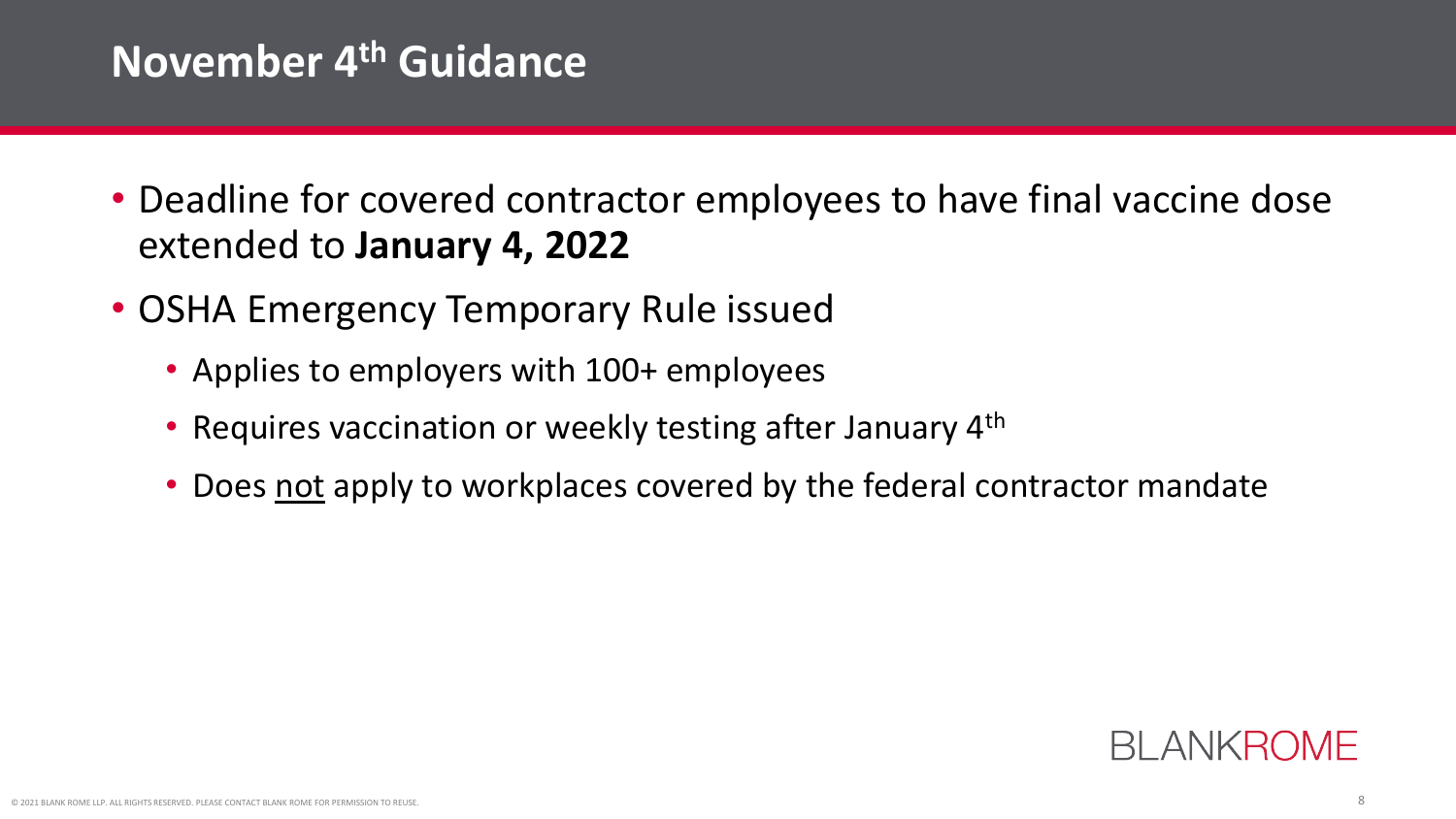# November 4th Guidance

- Deadline for covered contractor employees to have final vaccine dose extended to **January 4, 2022**
- OSHA Emergency Temporary Rule issued
  - Applies to employers with 100+ employees
  - Requires vaccination or weekly testing after January 4th
  - Does <u>not</u> apply to workplaces covered by the federal contractor mandate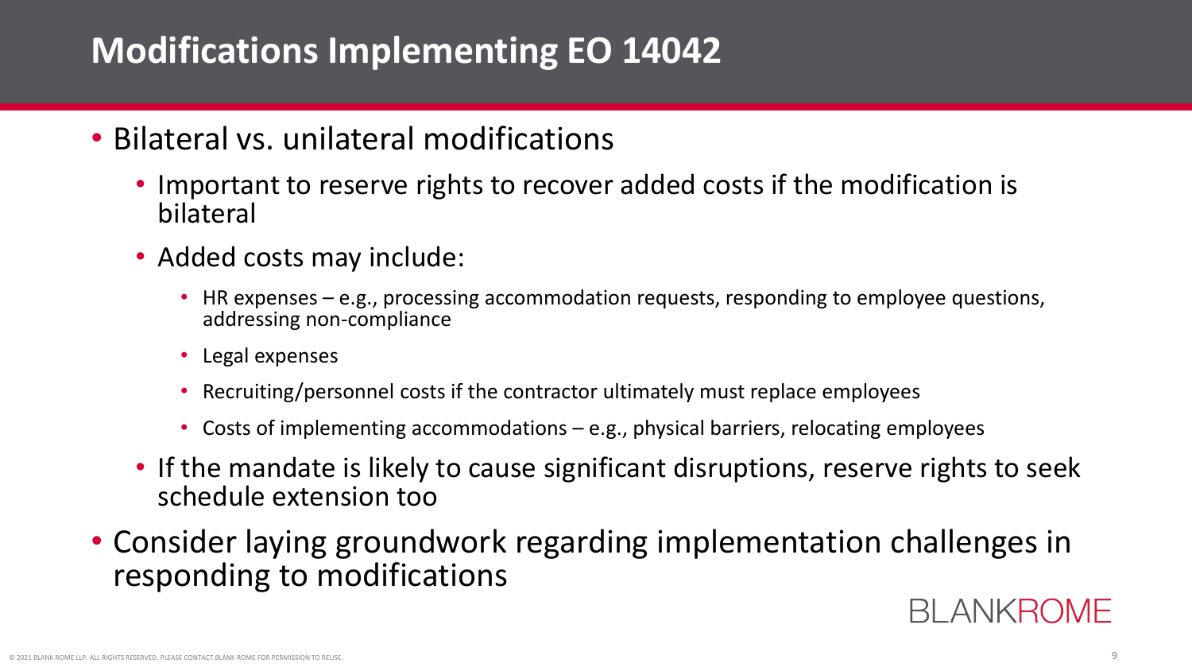# Modifications Implementing EO 14042

- Bilateral vs. unilateral modifications
  - Important to reserve rights to recover added costs if the modification is bilateral
  - Added costs may include:
    - HR expenses – e.g., processing accommodation requests, responding to employee questions, addressing non-compliance
    - Legal expenses
    - Recruiting/personnel costs if the contractor ultimately must replace employees
    - Costs of implementing accommodations – e.g., physical barriers, relocating employees
  - If the mandate is likely to cause significant disruptions, reserve rights to seek schedule extension too
- Consider laying groundwork regarding implementation challenges in responding to modifications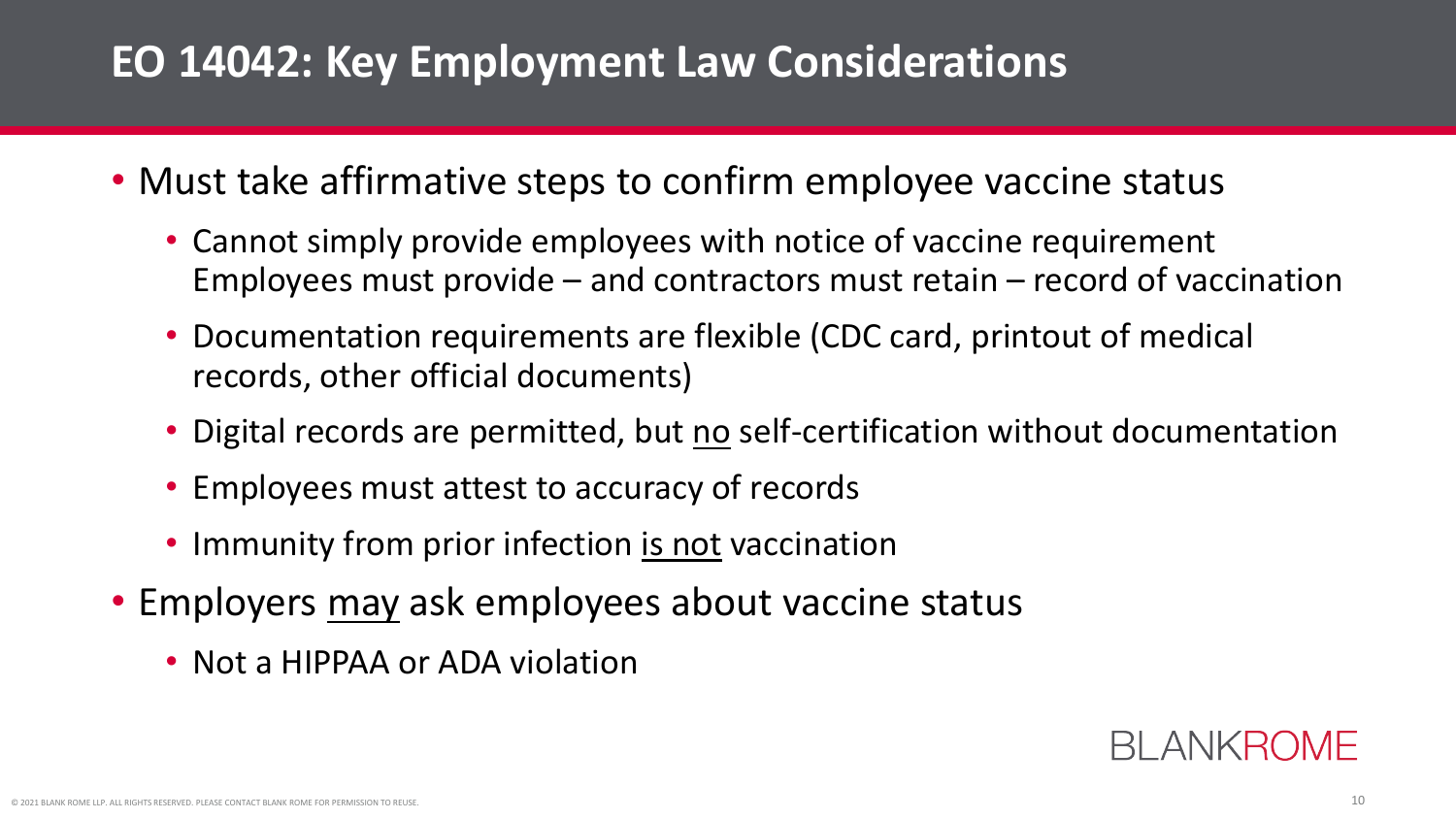# EO 14042: Key Employment Law Considerations

- Must take affirmative steps to confirm employee vaccine status
  - Cannot simply provide employees with notice of vaccine requirement Employees must provide – and contractors must retain – record of vaccination
  - Documentation requirements are flexible (CDC card, printout of medical records, other official documents)
  - Digital records are permitted, but <u>no</u> self-certification without documentation
  - Employees must attest to accuracy of records
  - Immunity from prior infection <u>is not</u> vaccination
- Employers <u>may</u> ask employees about vaccine status
  - Not a HIPPAA or ADA violation

BLANKROME

© 2021 BLANK ROME LLP. ALL RIGHTS RESERVED. PLEASE CONTACT BLANK ROME FOR PERMISSION TO REUSE.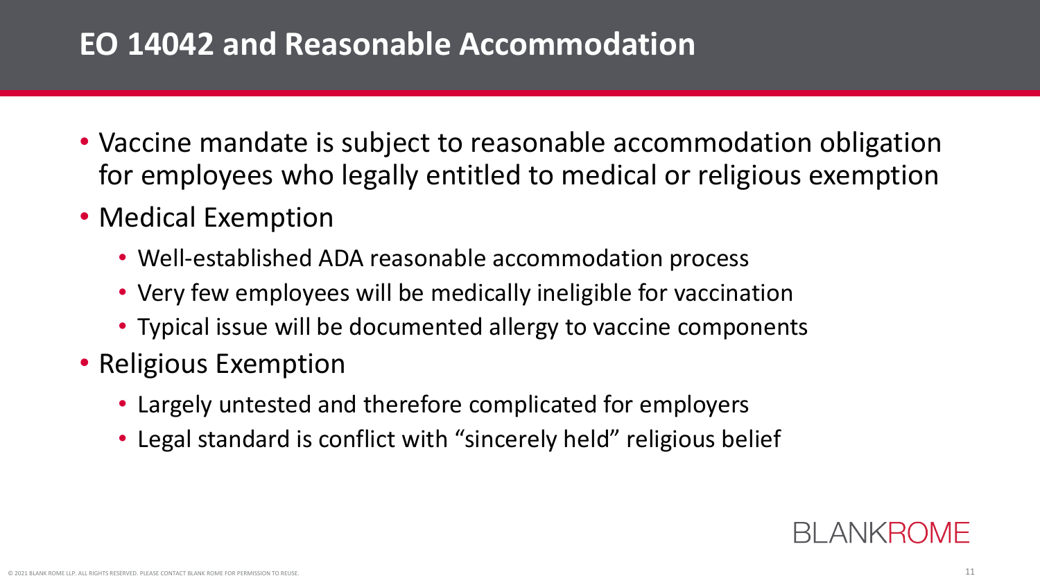## EO 14042 and Reasonable Accommodation

- Vaccine mandate is subject to reasonable accommodation obligation for employees who legally entitled to medical or religious exemption
- Medical Exemption
  - Well-established ADA reasonable accommodation process
  - Very few employees will be medically ineligible for vaccination
  - Typical issue will be documented allergy to vaccine components
- Religious Exemption
  - Largely untested and therefore complicated for employers
  - Legal standard is conflict with "sincerely held" religious belief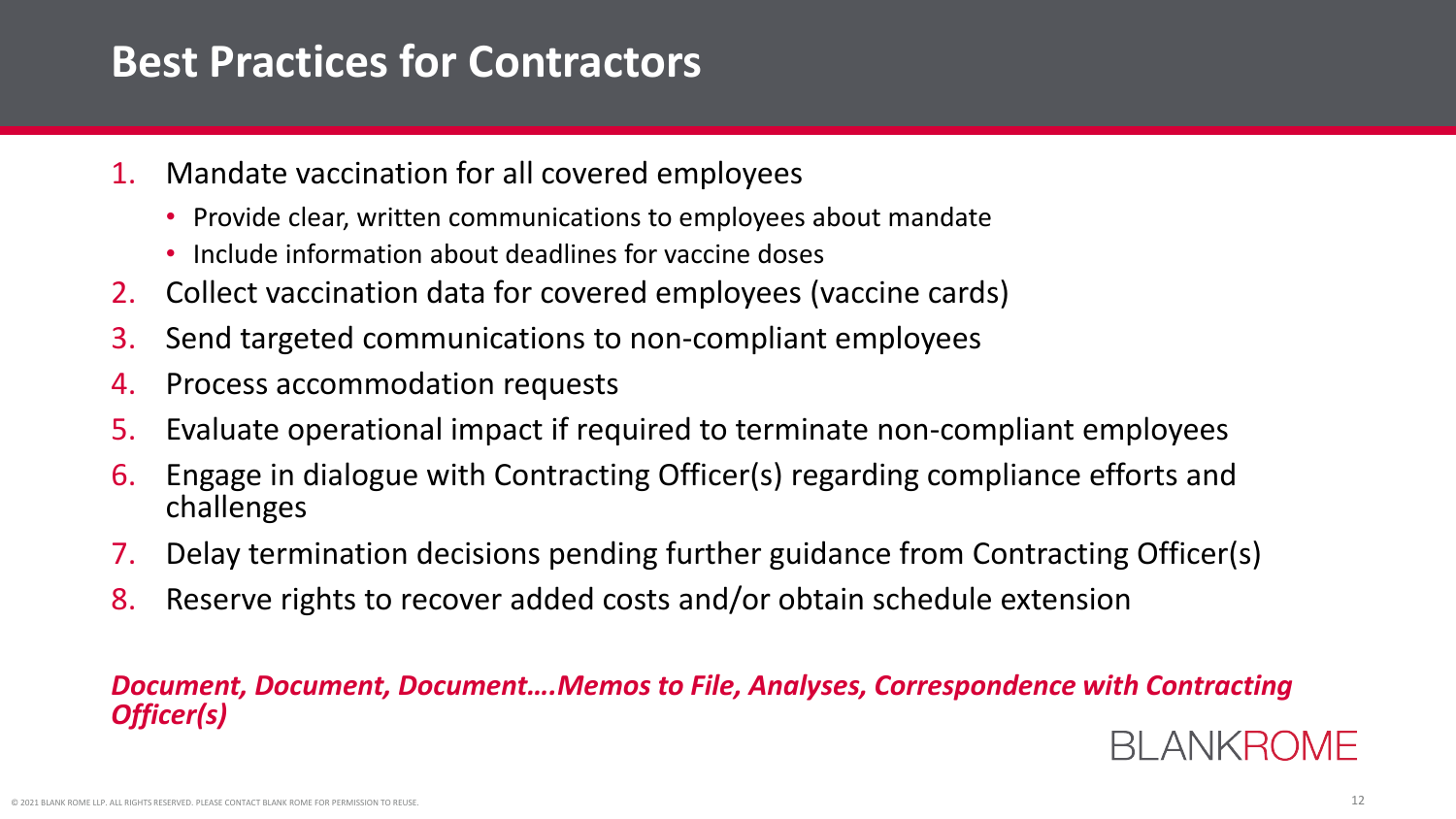# Best Practices for Contractors

1. Mandate vaccination for all covered employees
    - Provide clear, written communications to employees about mandate
    - Include information about deadlines for vaccine doses
2. Collect vaccination data for covered employees (vaccine cards)
3. Send targeted communications to non-compliant employees
4. Process accommodation requests
5. Evaluate operational impact if required to terminate non-compliant employees
6. Engage in dialogue with Contracting Officer(s) regarding compliance efforts and challenges
7. Delay termination decisions pending further guidance from Contracting Officer(s)
8. Reserve rights to recover added costs and/or obtain schedule extension

***Document, Document, Document….Memos to File, Analyses, Correspondence with Contracting Officer(s)***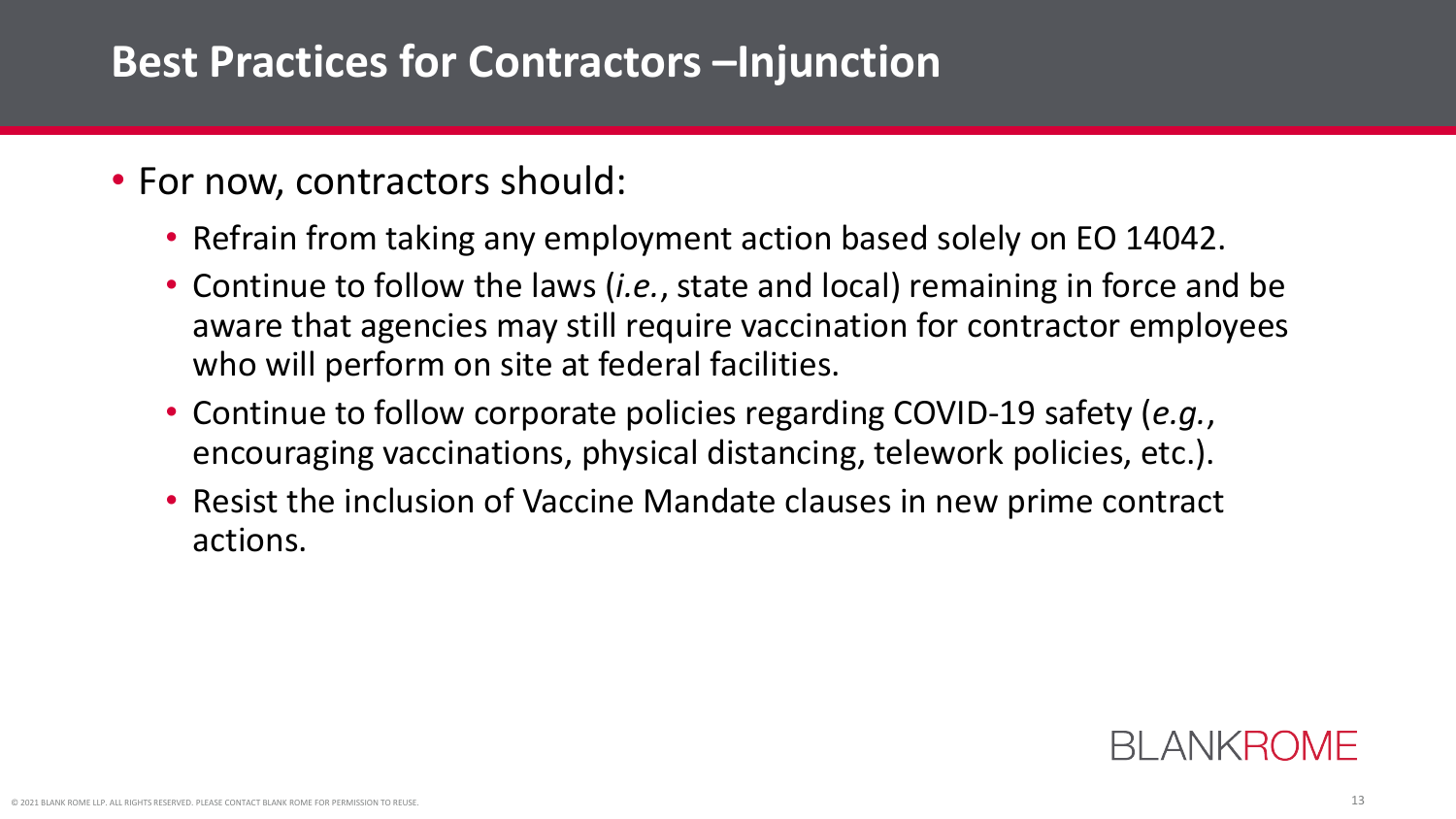# Best Practices for Contractors –Injunction

- For now, contractors should:
  - Refrain from taking any employment action based solely on EO 14042.
  - Continue to follow the laws (*i.e.*, state and local) remaining in force and be aware that agencies may still require vaccination for contractor employees who will perform on site at federal facilities.
  - Continue to follow corporate policies regarding COVID-19 safety (*e.g.*, encouraging vaccinations, physical distancing, telework policies, etc.).
  - Resist the inclusion of Vaccine Mandate clauses in new prime contract actions.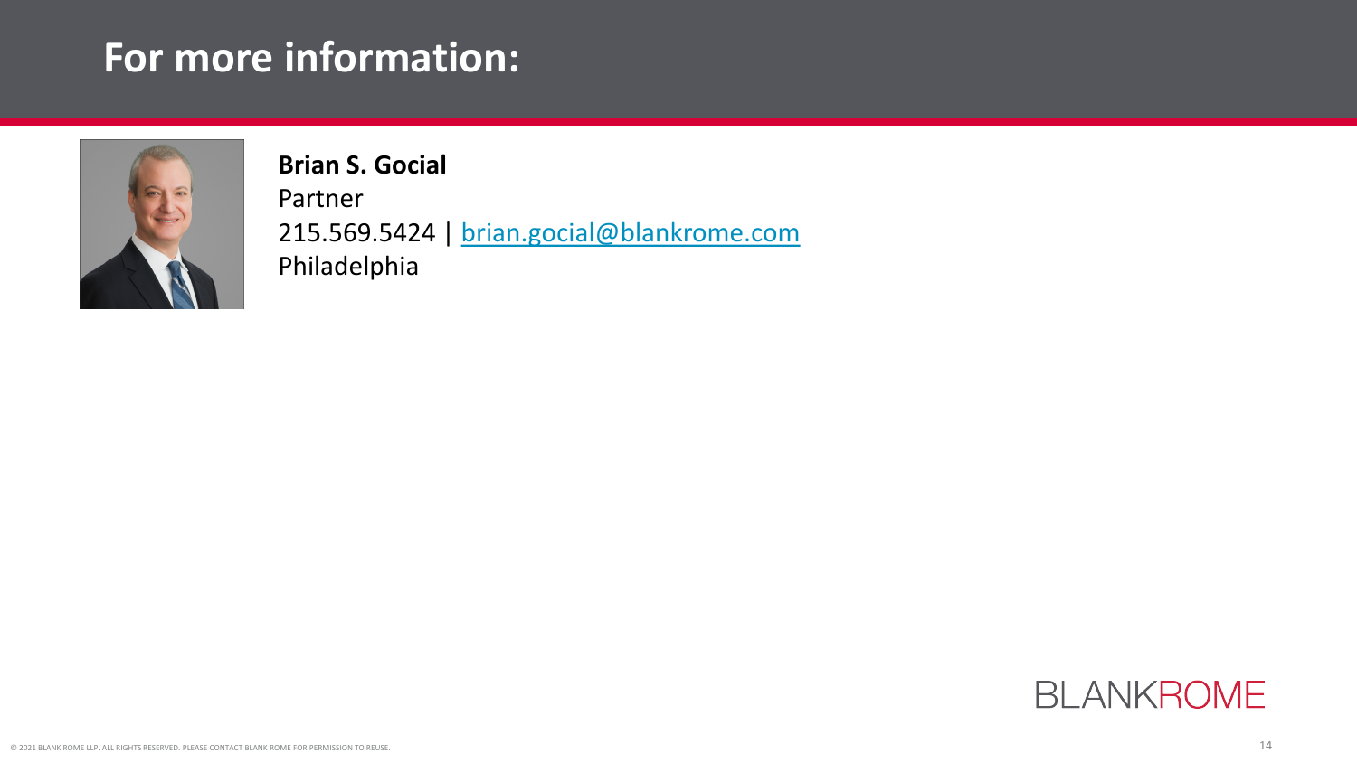# For more information:

**Brian S. Gocial**
Partner
215.569.5424 | brian.gocial@blankrome.com
Philadelphia

BLANKROME

© 2021 BLANK ROME LLP. ALL RIGHTS RESERVED. PLEASE CONTACT BLANK ROME FOR PERMISSION TO REUSE.